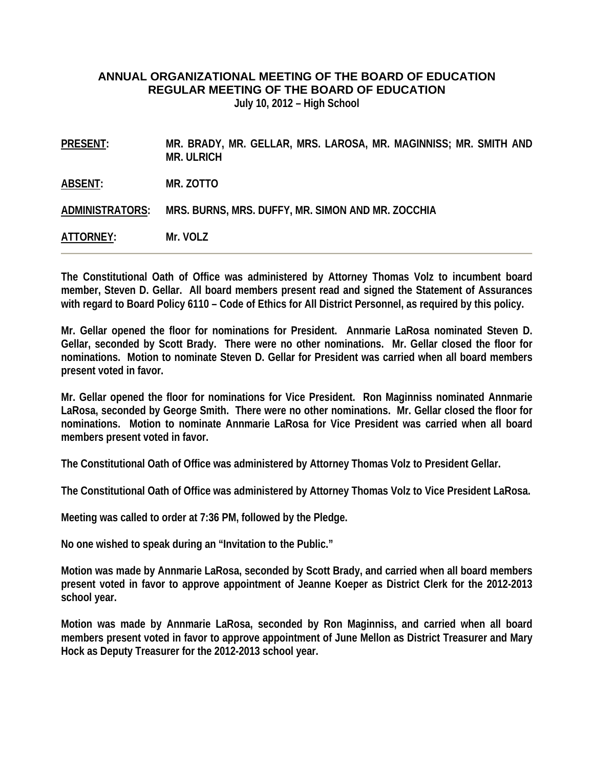# ANNUAL ORGANIZATIONAL MEETING OF THE BOARD OF EDUCATION
## REGULAR MEETING OF THE BOARD OF EDUCATION
**July 10, 2012 – High School**

**PRESENT:** MR. BRADY, MR. GELLAR, MRS. LAROSA, MR. MAGINNISS; MR. SMITH AND MR. ULRICH

**ABSENT:** MR. ZOTTO

**ADMINISTRATORS:** MRS. BURNS, MRS. DUFFY, MR. SIMON AND MR. ZOCCHIA

**ATTORNEY:** Mr. VOLZ

---

The Constitutional Oath of Office was administered by Attorney Thomas Volz to incumbent board member, Steven D. Gellar. All board members present read and signed the Statement of Assurances with regard to Board Policy 6110 – Code of Ethics for All District Personnel, as required by this policy.

Mr. Gellar opened the floor for nominations for President. Annmarie LaRosa nominated Steven D. Gellar, seconded by Scott Brady. There were no other nominations. Mr. Gellar closed the floor for nominations. Motion to nominate Steven D. Gellar for President was carried when all board members present voted in favor.

Mr. Gellar opened the floor for nominations for Vice President. Ron Maginniss nominated Annmarie LaRosa, seconded by George Smith. There were no other nominations. Mr. Gellar closed the floor for nominations. Motion to nominate Annmarie LaRosa for Vice President was carried when all board members present voted in favor.

The Constitutional Oath of Office was administered by Attorney Thomas Volz to President Gellar.

The Constitutional Oath of Office was administered by Attorney Thomas Volz to Vice President LaRosa.

Meeting was called to order at 7:36 PM, followed by the Pledge.

No one wished to speak during an "Invitation to the Public."

Motion was made by Annmarie LaRosa, seconded by Scott Brady, and carried when all board members present voted in favor to approve appointment of Jeanne Koeper as District Clerk for the 2012-2013 school year.

Motion was made by Annmarie LaRosa, seconded by Ron Maginniss, and carried when all board members present voted in favor to approve appointment of June Mellon as District Treasurer and Mary Hock as Deputy Treasurer for the 2012-2013 school year.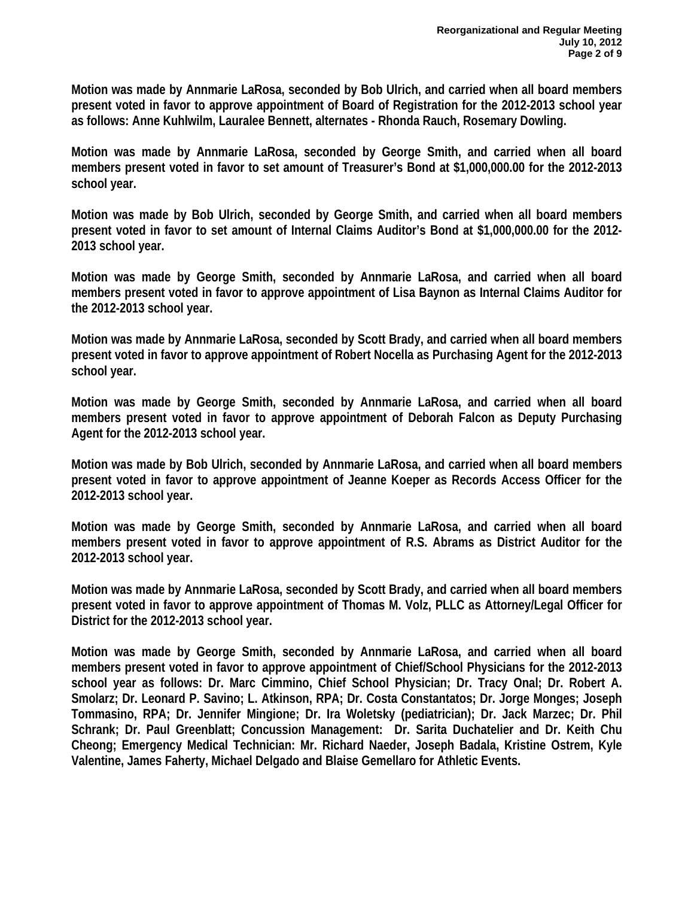**Motion was made by Annmarie LaRosa, seconded by Bob Ulrich, and carried when all board members present voted in favor to approve appointment of Board of Registration for the 2012-2013 school year as follows: Anne Kuhlwilm, Lauralee Bennett, alternates - Rhonda Rauch, Rosemary Dowling.**

**Motion was made by Annmarie LaRosa, seconded by George Smith, and carried when all board members present voted in favor to set amount of Treasurer's Bond at $1,000,000.00 for the 2012-2013 school year.**

**Motion was made by Bob Ulrich, seconded by George Smith, and carried when all board members present voted in favor to set amount of Internal Claims Auditor's Bond at $1,000,000.00 for the 2012-2013 school year.**

**Motion was made by George Smith, seconded by Annmarie LaRosa, and carried when all board members present voted in favor to approve appointment of Lisa Baynon as Internal Claims Auditor for the 2012-2013 school year.**

**Motion was made by Annmarie LaRosa, seconded by Scott Brady, and carried when all board members present voted in favor to approve appointment of Robert Nocella as Purchasing Agent for the 2012-2013 school year.**

**Motion was made by George Smith, seconded by Annmarie LaRosa, and carried when all board members present voted in favor to approve appointment of Deborah Falcon as Deputy Purchasing Agent for the 2012-2013 school year.**

**Motion was made by Bob Ulrich, seconded by Annmarie LaRosa, and carried when all board members present voted in favor to approve appointment of Jeanne Koeper as Records Access Officer for the 2012-2013 school year.**

**Motion was made by George Smith, seconded by Annmarie LaRosa, and carried when all board members present voted in favor to approve appointment of R.S. Abrams as District Auditor for the 2012-2013 school year.**

**Motion was made by Annmarie LaRosa, seconded by Scott Brady, and carried when all board members present voted in favor to approve appointment of Thomas M. Volz, PLLC as Attorney/Legal Officer for District for the 2012-2013 school year.**

**Motion was made by George Smith, seconded by Annmarie LaRosa, and carried when all board members present voted in favor to approve appointment of Chief/School Physicians for the 2012-2013 school year as follows: Dr. Marc Cimmino, Chief School Physician; Dr. Tracy Onal; Dr. Robert A. Smolarz; Dr. Leonard P. Savino; L. Atkinson, RPA; Dr. Costa Constantatos; Dr. Jorge Monges; Joseph Tommasino, RPA; Dr. Jennifer Mingione; Dr. Ira Woletsky (pediatrician); Dr. Jack Marzec; Dr. Phil Schrank; Dr. Paul Greenblatt; Concussion Management: Dr. Sarita Duchatelier and Dr. Keith Chu Cheong; Emergency Medical Technician: Mr. Richard Naeder, Joseph Badala, Kristine Ostrem, Kyle Valentine, James Faherty, Michael Delgado and Blaise Gemellaro for Athletic Events.**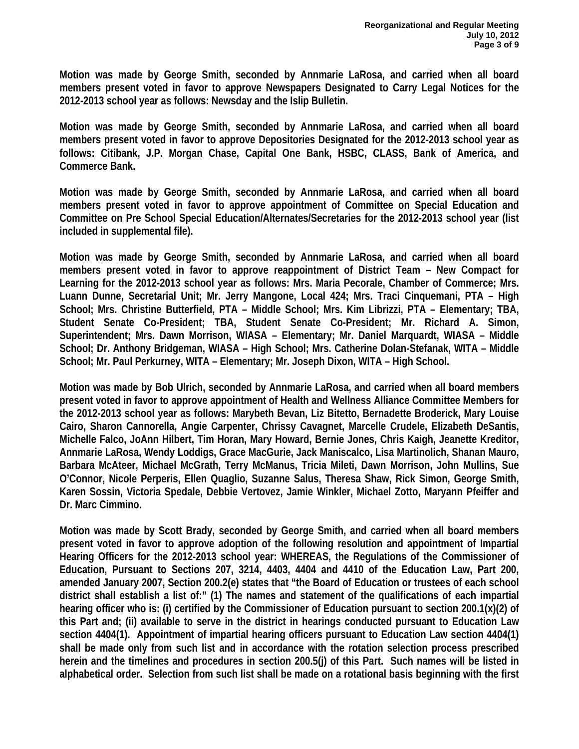**Motion was made by George Smith, seconded by Annmarie LaRosa, and carried when all board members present voted in favor to approve Newspapers Designated to Carry Legal Notices for the 2012-2013 school year as follows: Newsday and the Islip Bulletin.**

**Motion was made by George Smith, seconded by Annmarie LaRosa, and carried when all board members present voted in favor to approve Depositories Designated for the 2012-2013 school year as follows: Citibank, J.P. Morgan Chase, Capital One Bank, HSBC, CLASS, Bank of America, and Commerce Bank.**

**Motion was made by George Smith, seconded by Annmarie LaRosa, and carried when all board members present voted in favor to approve appointment of Committee on Special Education and Committee on Pre School Special Education/Alternates/Secretaries for the 2012-2013 school year (list included in supplemental file).**

**Motion was made by George Smith, seconded by Annmarie LaRosa, and carried when all board members present voted in favor to approve reappointment of District Team – New Compact for Learning for the 2012-2013 school year as follows: Mrs. Maria Pecorale, Chamber of Commerce; Mrs. Luann Dunne, Secretarial Unit; Mr. Jerry Mangone, Local 424; Mrs. Traci Cinquemani, PTA – High School; Mrs. Christine Butterfield, PTA – Middle School; Mrs. Kim Librizzi, PTA – Elementary; TBA, Student Senate Co-President; TBA, Student Senate Co-President; Mr. Richard A. Simon, Superintendent; Mrs. Dawn Morrison, WIASA – Elementary; Mr. Daniel Marquardt, WIASA – Middle School; Dr. Anthony Bridgeman, WIASA – High School; Mrs. Catherine Dolan-Stefanak, WITA – Middle School; Mr. Paul Perkurney, WITA – Elementary; Mr. Joseph Dixon, WITA – High School.**

**Motion was made by Bob Ulrich, seconded by Annmarie LaRosa, and carried when all board members present voted in favor to approve appointment of Health and Wellness Alliance Committee Members for the 2012-2013 school year as follows: Marybeth Bevan, Liz Bitetto, Bernadette Broderick, Mary Louise Cairo, Sharon Cannorella, Angie Carpenter, Chrissy Cavagnet, Marcelle Crudele, Elizabeth DeSantis, Michelle Falco, JoAnn Hilbert, Tim Horan, Mary Howard, Bernie Jones, Chris Kaigh, Jeanette Kreditor, Annmarie LaRosa, Wendy Loddigs, Grace MacGurie, Jack Maniscalco, Lisa Martinolich, Shanan Mauro, Barbara McAteer, Michael McGrath, Terry McManus, Tricia Mileti, Dawn Morrison, John Mullins, Sue O'Connor, Nicole Perperis, Ellen Quaglio, Suzanne Salus, Theresa Shaw, Rick Simon, George Smith, Karen Sossin, Victoria Spedale, Debbie Vertovez, Jamie Winkler, Michael Zotto, Maryann Pfeiffer and Dr. Marc Cimmino.**

**Motion was made by Scott Brady, seconded by George Smith, and carried when all board members present voted in favor to approve adoption of the following resolution and appointment of Impartial Hearing Officers for the 2012-2013 school year: WHEREAS, the Regulations of the Commissioner of Education, Pursuant to Sections 207, 3214, 4403, 4404 and 4410 of the Education Law, Part 200, amended January 2007, Section 200.2(e) states that "the Board of Education or trustees of each school district shall establish a list of:" (1) The names and statement of the qualifications of each impartial hearing officer who is: (i) certified by the Commissioner of Education pursuant to section 200.1(x)(2) of this Part and; (ii) available to serve in the district in hearings conducted pursuant to Education Law section 4404(1). Appointment of impartial hearing officers pursuant to Education Law section 4404(1) shall be made only from such list and in accordance with the rotation selection process prescribed herein and the timelines and procedures in section 200.5(j) of this Part. Such names will be listed in alphabetical order. Selection from such list shall be made on a rotational basis beginning with the first**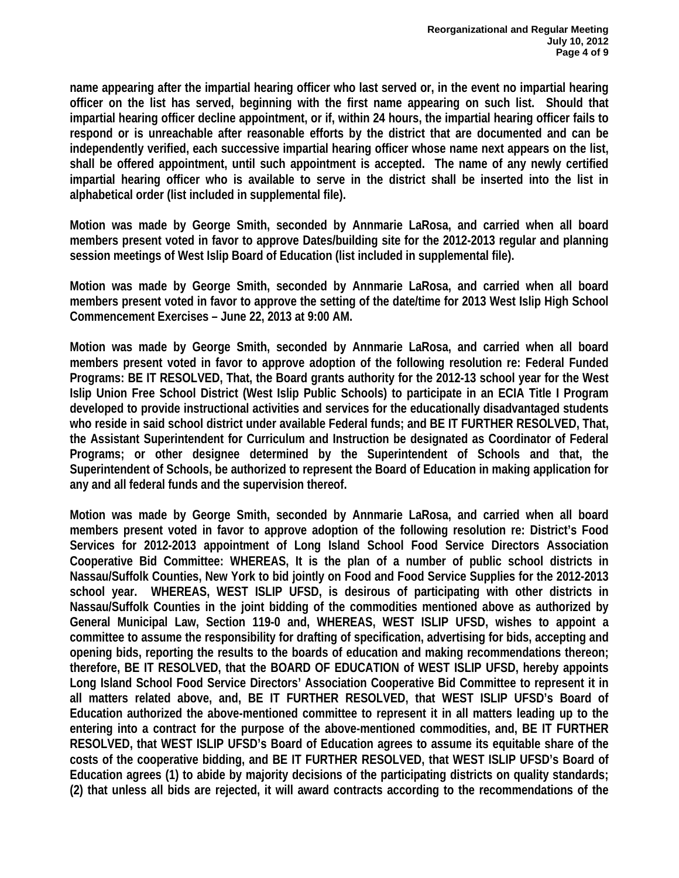**name appearing after the impartial hearing officer who last served or, in the event no impartial hearing officer on the list has served, beginning with the first name appearing on such list. Should that impartial hearing officer decline appointment, or if, within 24 hours, the impartial hearing officer fails to respond or is unreachable after reasonable efforts by the district that are documented and can be independently verified, each successive impartial hearing officer whose name next appears on the list, shall be offered appointment, until such appointment is accepted. The name of any newly certified impartial hearing officer who is available to serve in the district shall be inserted into the list in alphabetical order (list included in supplemental file).**

**Motion was made by George Smith, seconded by Annmarie LaRosa, and carried when all board members present voted in favor to approve Dates/building site for the 2012-2013 regular and planning session meetings of West Islip Board of Education (list included in supplemental file).**

**Motion was made by George Smith, seconded by Annmarie LaRosa, and carried when all board members present voted in favor to approve the setting of the date/time for 2013 West Islip High School Commencement Exercises – June 22, 2013 at 9:00 AM.**

**Motion was made by George Smith, seconded by Annmarie LaRosa, and carried when all board members present voted in favor to approve adoption of the following resolution re: Federal Funded Programs: BE IT RESOLVED, That, the Board grants authority for the 2012-13 school year for the West Islip Union Free School District (West Islip Public Schools) to participate in an ECIA Title I Program developed to provide instructional activities and services for the educationally disadvantaged students who reside in said school district under available Federal funds; and BE IT FURTHER RESOLVED, That, the Assistant Superintendent for Curriculum and Instruction be designated as Coordinator of Federal Programs; or other designee determined by the Superintendent of Schools and that, the Superintendent of Schools, be authorized to represent the Board of Education in making application for any and all federal funds and the supervision thereof.**

**Motion was made by George Smith, seconded by Annmarie LaRosa, and carried when all board members present voted in favor to approve adoption of the following resolution re: District's Food Services for 2012-2013 appointment of Long Island School Food Service Directors Association Cooperative Bid Committee: WHEREAS, It is the plan of a number of public school districts in Nassau/Suffolk Counties, New York to bid jointly on Food and Food Service Supplies for the 2012-2013 school year. WHEREAS, WEST ISLIP UFSD, is desirous of participating with other districts in Nassau/Suffolk Counties in the joint bidding of the commodities mentioned above as authorized by General Municipal Law, Section 119-0 and, WHEREAS, WEST ISLIP UFSD, wishes to appoint a committee to assume the responsibility for drafting of specification, advertising for bids, accepting and opening bids, reporting the results to the boards of education and making recommendations thereon; therefore, BE IT RESOLVED, that the BOARD OF EDUCATION of WEST ISLIP UFSD, hereby appoints Long Island School Food Service Directors' Association Cooperative Bid Committee to represent it in all matters related above, and, BE IT FURTHER RESOLVED, that WEST ISLIP UFSD's Board of Education authorized the above-mentioned committee to represent it in all matters leading up to the entering into a contract for the purpose of the above-mentioned commodities, and, BE IT FURTHER RESOLVED, that WEST ISLIP UFSD's Board of Education agrees to assume its equitable share of the costs of the cooperative bidding, and BE IT FURTHER RESOLVED, that WEST ISLIP UFSD's Board of Education agrees (1) to abide by majority decisions of the participating districts on quality standards; (2) that unless all bids are rejected, it will award contracts according to the recommendations of the**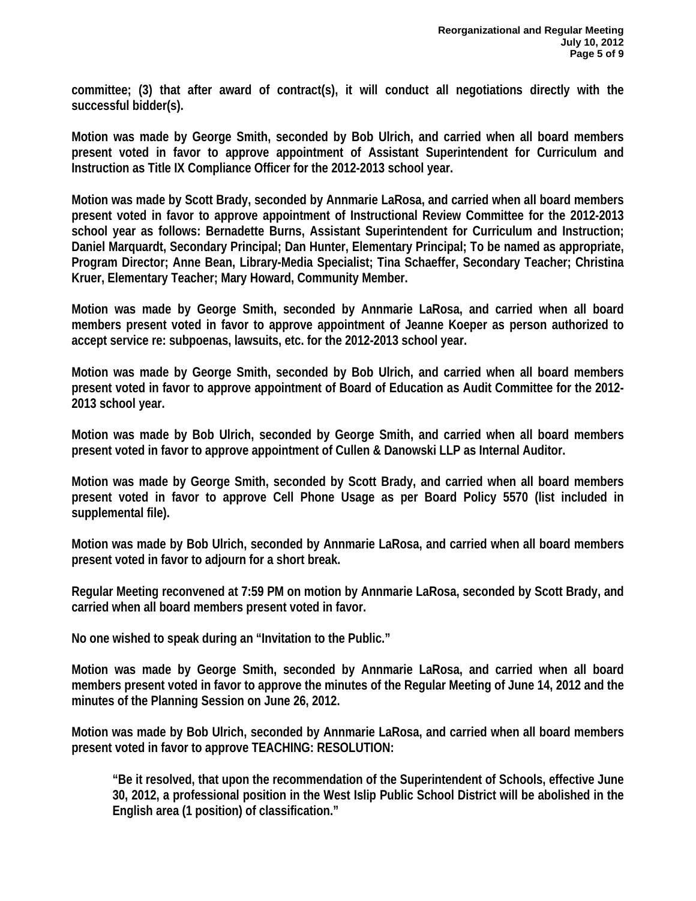committee; (3) that after award of contract(s), it will conduct all negotiations directly with the successful bidder(s).

Motion was made by George Smith, seconded by Bob Ulrich, and carried when all board members present voted in favor to approve appointment of Assistant Superintendent for Curriculum and Instruction as Title IX Compliance Officer for the 2012-2013 school year.

Motion was made by Scott Brady, seconded by Annmarie LaRosa, and carried when all board members present voted in favor to approve appointment of Instructional Review Committee for the 2012-2013 school year as follows: Bernadette Burns, Assistant Superintendent for Curriculum and Instruction; Daniel Marquardt, Secondary Principal; Dan Hunter, Elementary Principal; To be named as appropriate, Program Director; Anne Bean, Library-Media Specialist; Tina Schaeffer, Secondary Teacher; Christina Kruer, Elementary Teacher; Mary Howard, Community Member.

Motion was made by George Smith, seconded by Annmarie LaRosa, and carried when all board members present voted in favor to approve appointment of Jeanne Koeper as person authorized to accept service re: subpoenas, lawsuits, etc. for the 2012-2013 school year.

Motion was made by George Smith, seconded by Bob Ulrich, and carried when all board members present voted in favor to approve appointment of Board of Education as Audit Committee for the 2012-2013 school year.

Motion was made by Bob Ulrich, seconded by George Smith, and carried when all board members present voted in favor to approve appointment of Cullen & Danowski LLP as Internal Auditor.

Motion was made by George Smith, seconded by Scott Brady, and carried when all board members present voted in favor to approve Cell Phone Usage as per Board Policy 5570 (list included in supplemental file).

Motion was made by Bob Ulrich, seconded by Annmarie LaRosa, and carried when all board members present voted in favor to adjourn for a short break.

Regular Meeting reconvened at 7:59 PM on motion by Annmarie LaRosa, seconded by Scott Brady, and carried when all board members present voted in favor.

No one wished to speak during an "Invitation to the Public."

Motion was made by George Smith, seconded by Annmarie LaRosa, and carried when all board members present voted in favor to approve the minutes of the Regular Meeting of June 14, 2012 and the minutes of the Planning Session on June 26, 2012.

Motion was made by Bob Ulrich, seconded by Annmarie LaRosa, and carried when all board members present voted in favor to approve TEACHING: RESOLUTION:

> "Be it resolved, that upon the recommendation of the Superintendent of Schools, effective June 30, 2012, a professional position in the West Islip Public School District will be abolished in the English area (1 position) of classification."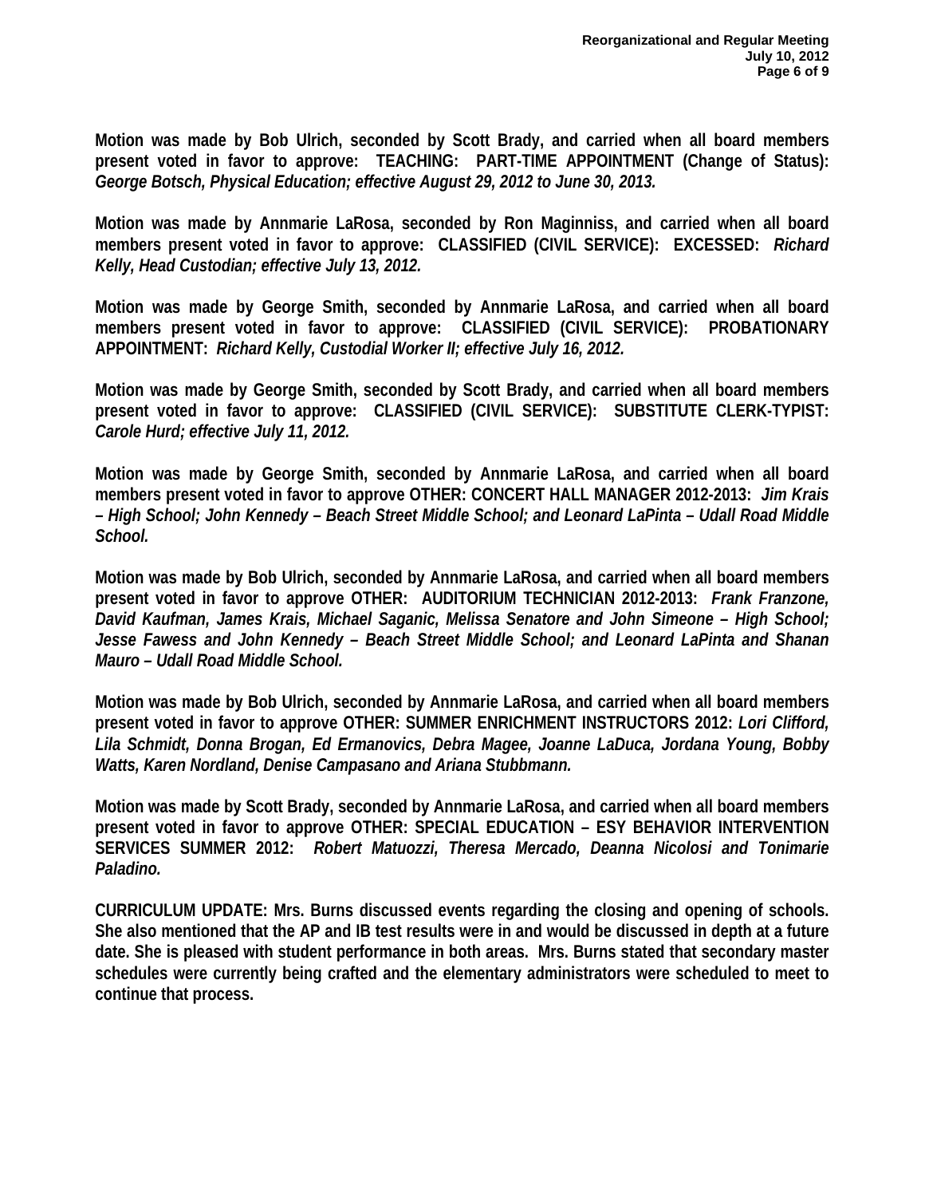**Motion was made by Bob Ulrich, seconded by Scott Brady, and carried when all board members present voted in favor to approve: TEACHING: PART-TIME APPOINTMENT (Change of Status):** ***George Botsch, Physical Education; effective August 29, 2012 to June 30, 2013.***

**Motion was made by Annmarie LaRosa, seconded by Ron Maginniss, and carried when all board members present voted in favor to approve: CLASSIFIED (CIVIL SERVICE): EXCESSED:** ***Richard Kelly, Head Custodian; effective July 13, 2012.***

**Motion was made by George Smith, seconded by Annmarie LaRosa, and carried when all board members present voted in favor to approve: CLASSIFIED (CIVIL SERVICE): PROBATIONARY APPOINTMENT:** ***Richard Kelly, Custodial Worker II; effective July 16, 2012.***

**Motion was made by George Smith, seconded by Scott Brady, and carried when all board members present voted in favor to approve: CLASSIFIED (CIVIL SERVICE): SUBSTITUTE CLERK-TYPIST:** ***Carole Hurd; effective July 11, 2012.***

**Motion was made by George Smith, seconded by Annmarie LaRosa, and carried when all board members present voted in favor to approve OTHER: CONCERT HALL MANAGER 2012-2013:** ***Jim Krais – High School; John Kennedy – Beach Street Middle School; and Leonard LaPinta – Udall Road Middle School.***

**Motion was made by Bob Ulrich, seconded by Annmarie LaRosa, and carried when all board members present voted in favor to approve OTHER: AUDITORIUM TECHNICIAN 2012-2013:** ***Frank Franzone, David Kaufman, James Krais, Michael Saganic, Melissa Senatore and John Simeone – High School; Jesse Fawess and John Kennedy – Beach Street Middle School; and Leonard LaPinta and Shanan Mauro – Udall Road Middle School.***

**Motion was made by Bob Ulrich, seconded by Annmarie LaRosa, and carried when all board members present voted in favor to approve OTHER: SUMMER ENRICHMENT INSTRUCTORS 2012:** ***Lori Clifford, Lila Schmidt, Donna Brogan, Ed Ermanovics, Debra Magee, Joanne LaDuca, Jordana Young, Bobby Watts, Karen Nordland, Denise Campasano and Ariana Stubbmann.***

**Motion was made by Scott Brady, seconded by Annmarie LaRosa, and carried when all board members present voted in favor to approve OTHER: SPECIAL EDUCATION – ESY BEHAVIOR INTERVENTION SERVICES SUMMER 2012:** ***Robert Matuozzi, Theresa Mercado, Deanna Nicolosi and Tonimarie Paladino.***

**CURRICULUM UPDATE: Mrs. Burns discussed events regarding the closing and opening of schools. She also mentioned that the AP and IB test results were in and would be discussed in depth at a future date. She is pleased with student performance in both areas. Mrs. Burns stated that secondary master schedules were currently being crafted and the elementary administrators were scheduled to meet to continue that process.**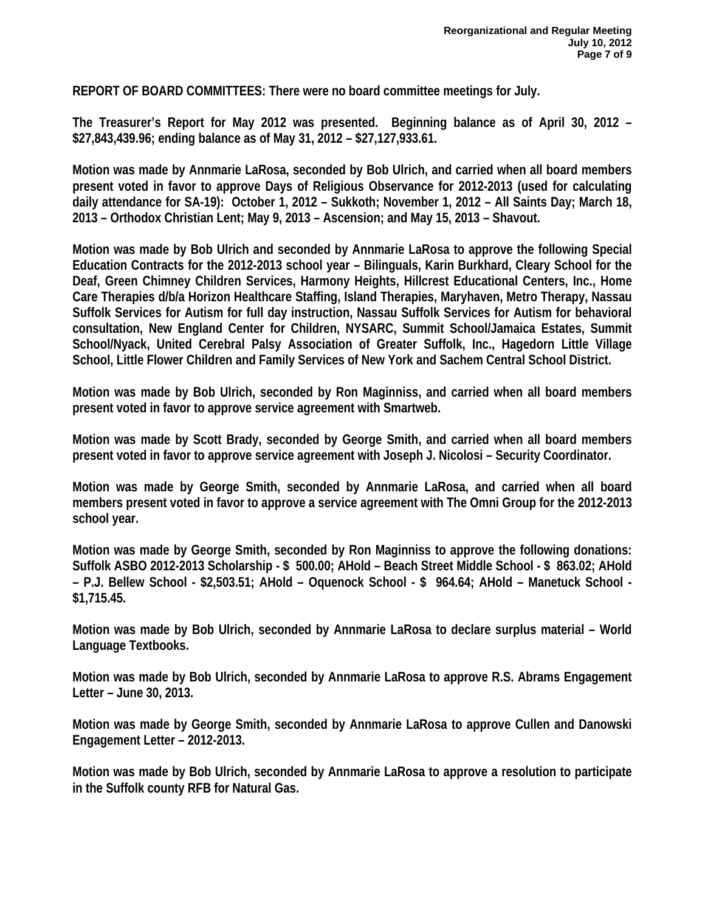**REPORT OF BOARD COMMITTEES: There were no board committee meetings for July.**

**The Treasurer's Report for May 2012 was presented. Beginning balance as of April 30, 2012 – $27,843,439.96; ending balance as of May 31, 2012 – $27,127,933.61.**

**Motion was made by Annmarie LaRosa, seconded by Bob Ulrich, and carried when all board members present voted in favor to approve Days of Religious Observance for 2012-2013 (used for calculating daily attendance for SA-19): October 1, 2012 – Sukkoth; November 1, 2012 – All Saints Day; March 18, 2013 – Orthodox Christian Lent; May 9, 2013 – Ascension; and May 15, 2013 – Shavout.**

**Motion was made by Bob Ulrich and seconded by Annmarie LaRosa to approve the following Special Education Contracts for the 2012-2013 school year – Bilinguals, Karin Burkhard, Cleary School for the Deaf, Green Chimney Children Services, Harmony Heights, Hillcrest Educational Centers, Inc., Home Care Therapies d/b/a Horizon Healthcare Staffing, Island Therapies, Maryhaven, Metro Therapy, Nassau Suffolk Services for Autism for full day instruction, Nassau Suffolk Services for Autism for behavioral consultation, New England Center for Children, NYSARC, Summit School/Jamaica Estates, Summit School/Nyack, United Cerebral Palsy Association of Greater Suffolk, Inc., Hagedorn Little Village School, Little Flower Children and Family Services of New York and Sachem Central School District.**

**Motion was made by Bob Ulrich, seconded by Ron Maginniss, and carried when all board members present voted in favor to approve service agreement with Smartweb.**

**Motion was made by Scott Brady, seconded by George Smith, and carried when all board members present voted in favor to approve service agreement with Joseph J. Nicolosi – Security Coordinator.**

**Motion was made by George Smith, seconded by Annmarie LaRosa, and carried when all board members present voted in favor to approve a service agreement with The Omni Group for the 2012-2013 school year.**

**Motion was made by George Smith, seconded by Ron Maginniss to approve the following donations: Suffolk ASBO 2012-2013 Scholarship - $ 500.00; AHold – Beach Street Middle School - $ 863.02; AHold – P.J. Bellew School - $2,503.51; AHold – Oquenock School - $ 964.64; AHold – Manetuck School - $1,715.45.**

**Motion was made by Bob Ulrich, seconded by Annmarie LaRosa to declare surplus material – World Language Textbooks.**

**Motion was made by Bob Ulrich, seconded by Annmarie LaRosa to approve R.S. Abrams Engagement Letter – June 30, 2013.**

**Motion was made by George Smith, seconded by Annmarie LaRosa to approve Cullen and Danowski Engagement Letter – 2012-2013.**

**Motion was made by Bob Ulrich, seconded by Annmarie LaRosa to approve a resolution to participate in the Suffolk county RFB for Natural Gas.**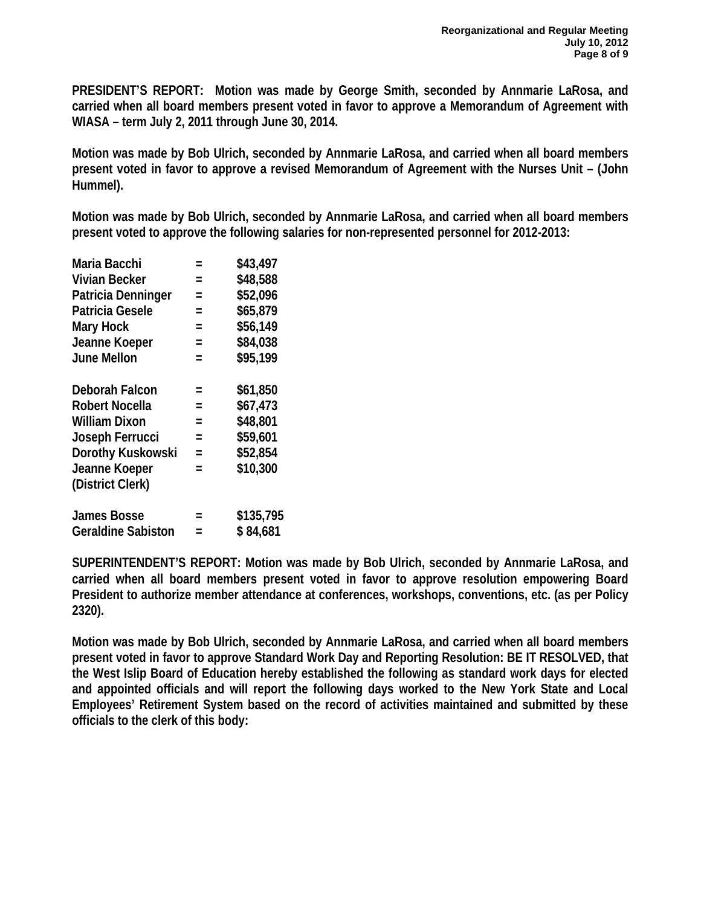**PRESIDENT'S REPORT: Motion was made by George Smith, seconded by Annmarie LaRosa, and carried when all board members present voted in favor to approve a Memorandum of Agreement with WIASA – term July 2, 2011 through June 30, 2014.**

**Motion was made by Bob Ulrich, seconded by Annmarie LaRosa, and carried when all board members present voted in favor to approve a revised Memorandum of Agreement with the Nurses Unit – (John Hummel).**

**Motion was made by Bob Ulrich, seconded by Annmarie LaRosa, and carried when all board members present voted to approve the following salaries for non-represented personnel for 2012-2013:**

| | | |
|---|---|---|
| **Maria Bacchi** | **=** | **$43,497** |
| **Vivian Becker** | **=** | **$48,588** |
| **Patricia Denninger** | **=** | **$52,096** |
| **Patricia Gesele** | **=** | **$65,879** |
| **Mary Hock** | **=** | **$56,149** |
| **Jeanne Koeper** | **=** | **$84,038** |
| **June Mellon** | **=** | **$95,199** |
| | | |
| **Deborah Falcon** | **=** | **$61,850** |
| **Robert Nocella** | **=** | **$67,473** |
| **William Dixon** | **=** | **$48,801** |
| **Joseph Ferrucci** | **=** | **$59,601** |
| **Dorothy Kuskowski** | **=** | **$52,854** |
| **Jeanne Koeper (District Clerk)** | **=** | **$10,300** |
| | | |
| **James Bosse** | **=** | **$135,795** |
| **Geraldine Sabiston** | **=** | **$ 84,681** |

**SUPERINTENDENT'S REPORT: Motion was made by Bob Ulrich, seconded by Annmarie LaRosa, and carried when all board members present voted in favor to approve resolution empowering Board President to authorize member attendance at conferences, workshops, conventions, etc. (as per Policy 2320).**

**Motion was made by Bob Ulrich, seconded by Annmarie LaRosa, and carried when all board members present voted in favor to approve Standard Work Day and Reporting Resolution: BE IT RESOLVED, that the West Islip Board of Education hereby established the following as standard work days for elected and appointed officials and will report the following days worked to the New York State and Local Employees' Retirement System based on the record of activities maintained and submitted by these officials to the clerk of this body:**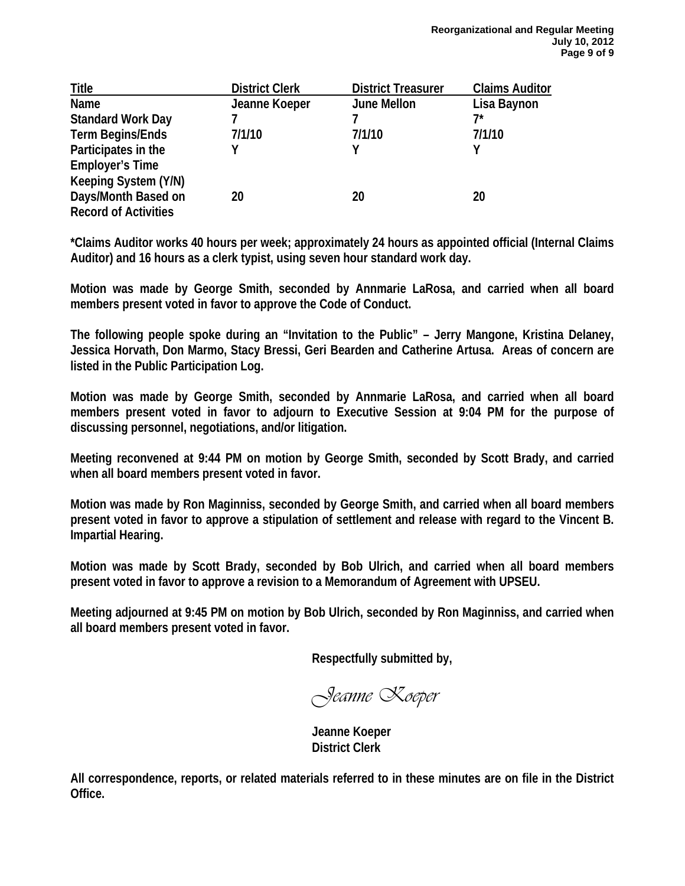| Title | District Clerk | District Treasurer | Claims Auditor |
|---|---|---|---|
| Name | Jeanne Koeper | June Mellon | Lisa Baynon |
| Standard Work Day | 7 | 7 | 7* |
| Term Begins/Ends | 7/1/10 | 7/1/10 | 7/1/10 |
| Participates in the Employer's Time Keeping System (Y/N) | Y | Y | Y |
| Days/Month Based on Record of Activities | 20 | 20 | 20 |

**\*Claims Auditor works 40 hours per week; approximately 24 hours as appointed official (Internal Claims Auditor) and 16 hours as a clerk typist, using seven hour standard work day.**

**Motion was made by George Smith, seconded by Annmarie LaRosa, and carried when all board members present voted in favor to approve the Code of Conduct.**

**The following people spoke during an "Invitation to the Public" – Jerry Mangone, Kristina Delaney, Jessica Horvath, Don Marmo, Stacy Bressi, Geri Bearden and Catherine Artusa. Areas of concern are listed in the Public Participation Log.**

**Motion was made by George Smith, seconded by Annmarie LaRosa, and carried when all board members present voted in favor to adjourn to Executive Session at 9:04 PM for the purpose of discussing personnel, negotiations, and/or litigation.**

**Meeting reconvened at 9:44 PM on motion by George Smith, seconded by Scott Brady, and carried when all board members present voted in favor.**

**Motion was made by Ron Maginniss, seconded by George Smith, and carried when all board members present voted in favor to approve a stipulation of settlement and release with regard to the Vincent B. Impartial Hearing.**

**Motion was made by Scott Brady, seconded by Bob Ulrich, and carried when all board members present voted in favor to approve a revision to a Memorandum of Agreement with UPSEU.**

**Meeting adjourned at 9:45 PM on motion by Bob Ulrich, seconded by Ron Maginniss, and carried when all board members present voted in favor.**

**Respectfully submitted by,**

*Jeanne Koeper*

**Jeanne Koeper**
**District Clerk**

**All correspondence, reports, or related materials referred to in these minutes are on file in the District Office.**